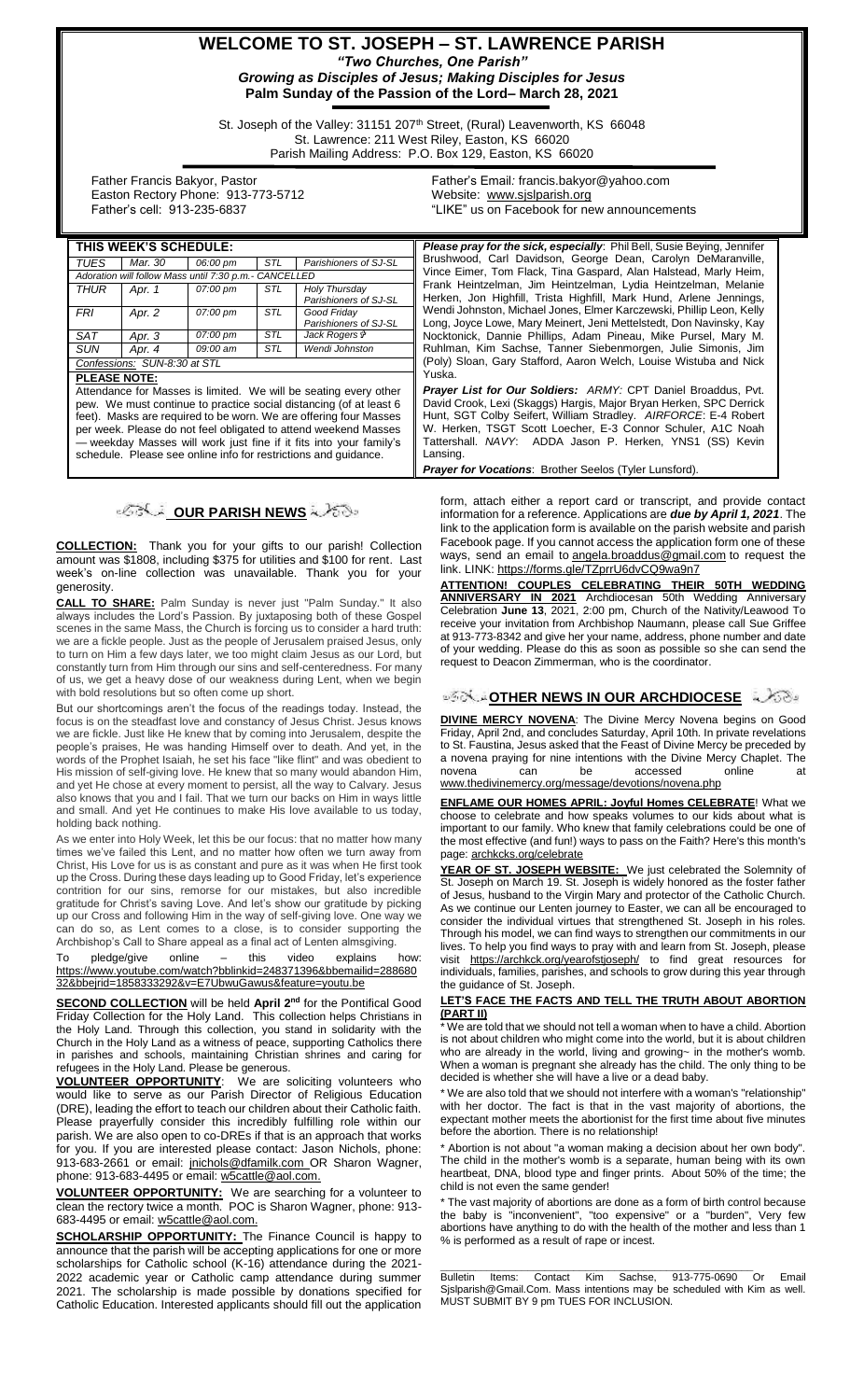# WELCOME TO ST. JOSEPH – ST. LAWRENCE PARISH

***"Two Churches, One Parish"***

***Growing as Disciples of Jesus; Making Disciples for Jesus***

**Palm Sunday of the Passion of the Lord– March 28, 2021**

St. Joseph of the Valley: 31151 207th Street, (Rural) Leavenworth, KS 66048
St. Lawrence: 211 West Riley, Easton, KS 66020
Parish Mailing Address: P.O. Box 129, Easton, KS 66020

Father Francis Bakyor, Pastor
Easton Rectory Phone: 913-773-5712
Father's cell: 913-235-6837

Father's Email: francis.bakyor@yahoo.com
Website: www.sjslparish.org
"LIKE" us on Facebook for new announcements

| THIS WEEK'S SCHEDULE: | | | | |
|---|---|---|---|---|
| *TUES* | *Mar. 30* | *06:00 pm* | *STL* | *Parishioners of SJ-SL* |
| *Adoration will follow Mass until 7:30 p.m.- CANCELLED* | | | | |
| *THUR* | *Apr. 1* | *07:00 pm* | *STL* | *Holy Thursday Parishioners of SJ-SL* |
| *FRI* | *Apr. 2* | *07:00 pm* | *STL* | *Good Friday Parishioners of SJ-SL* |
| *SAT* | *Apr. 3* | *07:00 pm* | *STL* | *Jack Rogers ✝* |
| *SUN* | *Apr. 4* | *09:00 am* | *STL* | *Wendi Johnston* |
| *Confessions: SUN-8:30 at STL* | | | | |

**PLEASE NOTE:**

Attendance for Masses is limited. We will be seating every other pew. We must continue to practice social distancing (of at least 6 feet). Masks are required to be worn. We are offering four Masses per week. Please do not feel obligated to attend weekend Masses — weekday Masses will work just fine if it fits into your family's schedule. Please see online info for restrictions and guidance.

***Please pray for the sick, especially***: Phil Bell, Susie Beying, Jennifer Brushwood, Carl Davidson, George Dean, Carolyn DeMaranville, Vince Eimer, Tom Flack, Tina Gaspard, Alan Halstead, Marly Heim, Frank Heintzelman, Jim Heintzelman, Lydia Heintzelman, Melanie Herken, Jon Highfill, Trista Highfill, Mark Hund, Arlene Jennings, Wendi Johnston, Michael Jones, Elmer Karczewski, Phillip Leon, Kelly Long, Joyce Lowe, Mary Meinert, Jeni Mettelstedt, Don Navinsky, Kay Nocktonick, Dannie Phillips, Adam Pineau, Mike Pursel, Mary M. Ruhlman, Kim Sachse, Tanner Siebenmorgen, Julie Simonis, Jim (Poly) Sloan, Gary Stafford, Aaron Welch, Louise Wistuba and Nick Yuska.

***Prayer List for Our Soldiers:*** *ARMY:* CPT Daniel Broaddus, Pvt. David Crook, Lexi (Skaggs) Hargis, Major Bryan Herken, SPC Derrick Hunt, SGT Colby Seifert, William Stradley. *AIRFORCE:* E-4 Robert W. Herken, TSGT Scott Loecher, E-3 Connor Schuler, A1C Noah Tattershall. *NAVY*: ADDA Jason P. Herken, YNS1 (SS) Kevin Lansing.

***Prayer for Vocations***: Brother Seelos (Tyler Lunsford).

## OUR PARISH NEWS

**COLLECTION:** Thank you for your gifts to our parish! Collection amount was $1808, including $375 for utilities and $100 for rent. Last week's on-line collection was unavailable. Thank you for your generosity.

**CALL TO SHARE:** Palm Sunday is never just "Palm Sunday." It also always includes the Lord's Passion. By juxtaposing both of these Gospel scenes in the same Mass, the Church is forcing us to consider a hard truth: we are a fickle people. Just as the people of Jerusalem praised Jesus, only to turn on Him a few days later, we too might claim Jesus as our Lord, but constantly turn from Him through our sins and self-centeredness. For many of us, we get a heavy dose of our weakness during Lent, when we begin with bold resolutions but so often come up short.

But our shortcomings aren't the focus of the readings today. Instead, the focus is on the steadfast love and constancy of Jesus Christ. Jesus knows we are fickle. Just like He knew that by coming into Jerusalem, despite the people's praises, He was handing Himself over to death. And yet, in the words of the Prophet Isaiah, he set his face "like flint" and was obedient to His mission of self-giving love. He knew that so many would abandon Him, and yet He chose at every moment to persist, all the way to Calvary. Jesus also knows that you and I fail. That we turn our backs on Him in ways little and small. And yet He continues to make His love available to us today, holding back nothing.

As we enter into Holy Week, let this be our focus: that no matter how many times we've failed this Lent, and no matter how often we turn away from Christ, His Love for us is as constant and pure as it was when He first took up the Cross. During these days leading up to Good Friday, let's experience contrition for our sins, remorse for our mistakes, but also incredible gratitude for Christ's saving Love. And let's show our gratitude by picking up our Cross and following Him in the way of self-giving love. One way we can do so, as Lent comes to a close, is to consider supporting the Archbishop's Call to Share appeal as a final act of Lenten almsgiving.

To pledge/give online – this video explains how: https://www.youtube.com/watch?bblinkid=248371396&bbemailid=28868032&bbejrid=1858333292&v=E7UbwuGawus&feature=youtu.be

**SECOND COLLECTION** will be held **April 2nd** for the Pontifical Good Friday Collection for the Holy Land. This collection helps Christians in the Holy Land. Through this collection, you stand in solidarity with the Church in the Holy Land as a witness of peace, supporting Catholics there in parishes and schools, maintaining Christian shrines and caring for refugees in the Holy Land. Please be generous.

**VOLUNTEER OPPORTUNITY**: We are soliciting volunteers who would like to serve as our Parish Director of Religious Education (DRE), leading the effort to teach our children about their Catholic faith. Please prayerfully consider this incredibly fulfilling role within our parish. We are also open to co-DREs if that is an approach that works for you. If you are interested please contact: Jason Nichols, phone: 913-683-2661 or email: jnichols@dfamilk.com OR Sharon Wagner, phone: 913-683-4495 or email: w5cattle@aol.com.

**VOLUNTEER OPPORTUNITY:** We are searching for a volunteer to clean the rectory twice a month. POC is Sharon Wagner, phone: 913-683-4495 or email: w5cattle@aol.com.

**SCHOLARSHIP OPPORTUNITY:** The Finance Council is happy to announce that the parish will be accepting applications for one or more scholarships for Catholic school (K-16) attendance during the 2021-2022 academic year or Catholic camp attendance during summer 2021. The scholarship is made possible by donations specified for Catholic Education. Interested applicants should fill out the application form, attach either a report card or transcript, and provide contact information for a reference. Applications are ***due by April 1, 2021***. The link to the application form is available on the parish website and parish Facebook page. If you cannot access the application form one of these ways, send an email to angela.broaddus@gmail.com to request the link. LINK: https://forms.gle/TZprrU6dvCQ9wa9n7

**ATTENTION! COUPLES CELEBRATING THEIR 50TH WEDDING ANNIVERSARY IN 2021** Archdiocesan 50th Wedding Anniversary Celebration **June 13**, 2021, 2:00 pm, Church of the Nativity/Leawood To receive your invitation from Archbishop Naumann, please call Sue Griffee at 913-773-8342 and give her your name, address, phone number and date of your wedding. Please do this as soon as possible so she can send the request to Deacon Zimmerman, who is the coordinator.

## OTHER NEWS IN OUR ARCHDIOCESE

**DIVINE MERCY NOVENA**: The Divine Mercy Novena begins on Good Friday, April 2nd, and concludes Saturday, April 10th. In private revelations to St. Faustina, Jesus asked that the Feast of Divine Mercy be preceded by a novena praying for nine intentions with the Divine Mercy Chaplet. The novena can be accessed online at www.thedivinemercy.org/message/devotions/novena.php

**ENFLAME OUR HOMES APRIL: Joyful Homes CELEBRATE**! What we choose to celebrate and how speaks volumes to our kids about what is important to our family. Who knew that family celebrations could be one of the most effective (and fun!) ways to pass on the Faith? Here's this month's page: archkcks.org/celebrate

**YEAR OF ST. JOSEPH WEBSITE:** We just celebrated the Solemnity of St. Joseph on March 19. St. Joseph is widely honored as the foster father of Jesus, husband to the Virgin Mary and protector of the Catholic Church. As we continue our Lenten journey to Easter, we can all be encouraged to consider the individual virtues that strengthened St. Joseph in his roles. Through his model, we can find ways to strengthen our commitments in our lives. To help you find ways to pray with and learn from St. Joseph, please visit https://archkck.org/yearofstjoseph/ to find great resources for individuals, families, parishes, and schools to grow during this year through the guidance of St. Joseph.

**LET'S FACE THE FACTS AND TELL THE TRUTH ABOUT ABORTION (PART II)**

\* We are told that we should not tell a woman when to have a child. Abortion is not about children who might come into the world, but it is about children who are already in the world, living and growing~ in the mother's womb. When a woman is pregnant she already has the child. The only thing to be decided is whether she will have a live or a dead baby.

\* We are also told that we should not interfere with a woman's "relationship" with her doctor. The fact is that in the vast majority of abortions, the expectant mother meets the abortionist for the first time about five minutes before the abortion. There is no relationship!

\* Abortion is not about "a woman making a decision about her own body". The child in the mother's womb is a separate, human being with its own heartbeat, DNA, blood type and finger prints. About 50% of the time; the child is not even the same gender!

\* The vast majority of abortions are done as a form of birth control because the baby is "inconvenient", "too expensive" or a "burden", Very few abortions have anything to do with the health of the mother and less than 1 % is performed as a result of rape or incest.

Bulletin Items: Contact Kim Sachse, 913-775-0690 Or Email Sjslparish@Gmail.Com. Mass intentions may be scheduled with Kim as well. MUST SUBMIT BY 9 pm TUES FOR INCLUSION.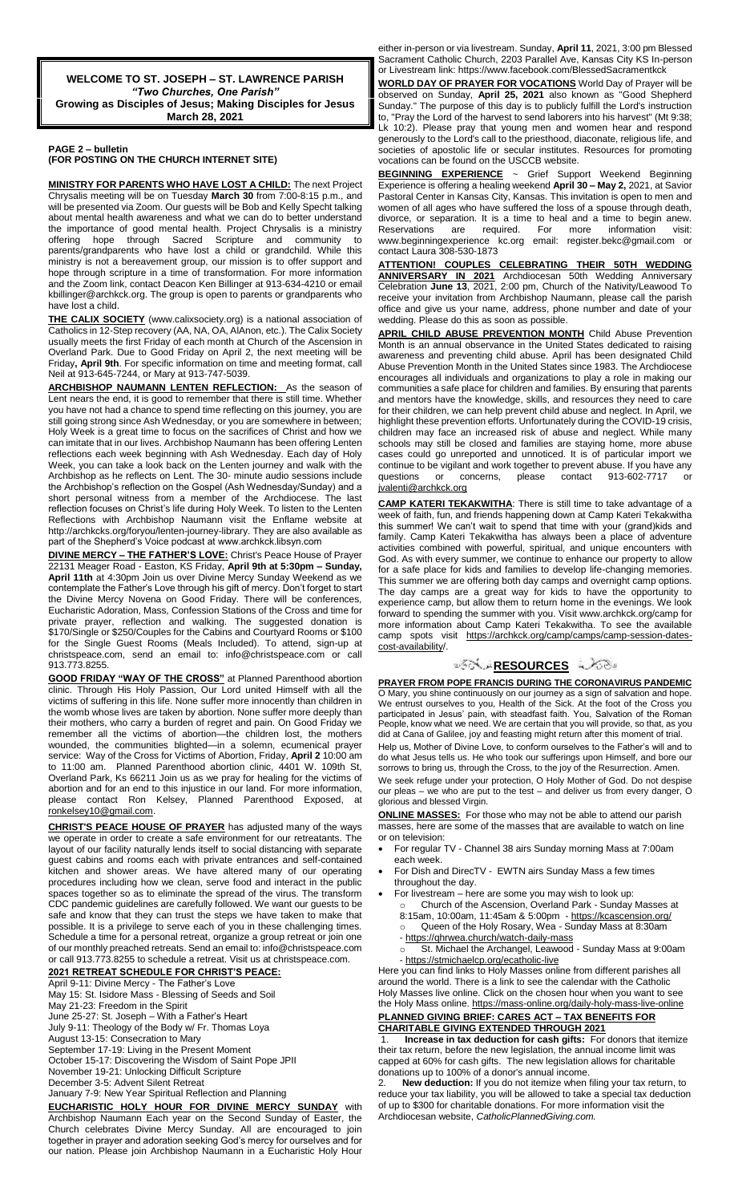**WELCOME TO ST. JOSEPH – ST. LAWRENCE PARISH**
***"Two Churches, One Parish"***
**Growing as Disciples of Jesus; Making Disciples for Jesus**
**March 28, 2021**

**PAGE 2 – bulletin**
**(FOR POSTING ON THE CHURCH INTERNET SITE)**

**MINISTRY FOR PARENTS WHO HAVE LOST A CHILD:** The next Project Chrysalis meeting will be on Tuesday **March 30** from 7:00-8:15 p.m., and will be presented via Zoom. Our guests will be Bob and Kelly Specht talking about mental health awareness and what we can do to better understand the importance of good mental health. Project Chrysalis is a ministry offering hope through Sacred Scripture and community to parents/grandparents who have lost a child or grandchild. While this ministry is not a bereavement group, our mission is to offer support and hope through scripture in a time of transformation. For more information and the Zoom link, contact Deacon Ken Billinger at 913-634-4210 or email kbillinger@archkck.org. The group is open to parents or grandparents who have lost a child.

**THE CALIX SOCIETY** (www.calixsociety.org) is a national association of Catholics in 12-Step recovery (AA, NA, OA, AlAnon, etc.). The Calix Society usually meets the first Friday of each month at Church of the Ascension in Overland Park. Due to Good Friday on April 2, the next meeting will be Friday**, April 9th**. For specific information on time and meeting format, call Neil at 913-645-7244, or Mary at 913-747-5039.

**ARCHBISHOP NAUMANN LENTEN REFLECTION:** As the season of Lent nears the end, it is good to remember that there is still time. Whether you have not had a chance to spend time reflecting on this journey, you are still going strong since Ash Wednesday, or you are somewhere in between; Holy Week is a great time to focus on the sacrifices of Christ and how we can imitate that in our lives. Archbishop Naumann has been offering Lenten reflections each week beginning with Ash Wednesday. Each day of Holy Week, you can take a look back on the Lenten journey and walk with the Archbishop as he reflects on Lent. The 30- minute audio sessions include the Archbishop's reflection on the Gospel (Ash Wednesday/Sunday) and a short personal witness from a member of the Archdiocese. The last reflection focuses on Christ's life during Holy Week. To listen to the Lenten Reflections with Archbishop Naumann visit the Enflame website at http://archkcks.org/foryou/lenten-journey-library. They are also available as part of the Shepherd's Voice podcast at www.archkck.libsyn.com

**DIVINE MERCY – THE FATHER'S LOVE:** Christ's Peace House of Prayer 22131 Meager Road - Easton, KS Friday, **April 9th at 5:30pm – Sunday, April 11th** at 4:30pm Join us over Divine Mercy Sunday Weekend as we contemplate the Father's Love through his gift of mercy. Don't forget to start the Divine Mercy Novena on Good Friday. There will be conferences, Eucharistic Adoration, Mass, Confession Stations of the Cross and time for private prayer, reflection and walking. The suggested donation is $170/Single or $250/Couples for the Cabins and Courtyard Rooms or $100 for the Single Guest Rooms (Meals Included). To attend, sign-up at christspeace.com, send an email to: info@christspeace.com or call 913.773.8255.

**GOOD FRIDAY "WAY OF THE CROSS"** at Planned Parenthood abortion clinic. Through His Holy Passion, Our Lord united Himself with all the victims of suffering in this life. None suffer more innocently than children in the womb whose lives are taken by abortion. None suffer more deeply than their mothers, who carry a burden of regret and pain. On Good Friday we remember all the victims of abortion—the children lost, the mothers wounded, the communities blighted—in a solemn, ecumenical prayer service: Way of the Cross for Victims of Abortion, Friday, **April 2** 10:00 am to 11:00 am. Planned Parenthood abortion clinic, 4401 W. 109th St, Overland Park, Ks 66211 Join us as we pray for healing for the victims of abortion and for an end to this injustice in our land. For more information, please contact Ron Kelsey, Planned Parenthood Exposed, at ronkelsey10@gmail.com.

**CHRIST'S PEACE HOUSE OF PRAYER** has adjusted many of the ways we operate in order to create a safe environment for our retreatants. The layout of our facility naturally lends itself to social distancing with separate guest cabins and rooms each with private entrances and self-contained kitchen and shower areas. We have altered many of our operating procedures including how we clean, serve food and interact in the public spaces together so as to eliminate the spread of the virus. The transform CDC pandemic guidelines are carefully followed. We want our guests to be safe and know that they can trust the steps we have taken to make that possible. It is a privilege to serve each of you in these challenging times. Schedule a time for a personal retreat, organize a group retreat or join one of our monthly preached retreats. Send an email to: info@christspeace.com or call 913.773.8255 to schedule a retreat. Visit us at christspeace.com.

**2021 RETREAT SCHEDULE FOR CHRIST'S PEACE:**
April 9-11: Divine Mercy - The Father's Love
May 15: St. Isidore Mass - Blessing of Seeds and Soil
May 21-23: Freedom in the Spirit
June 25-27: St. Joseph – With a Father's Heart
July 9-11: Theology of the Body w/ Fr. Thomas Loya
August 13-15: Consecration to Mary
September 17-19: Living in the Present Moment
October 15-17: Discovering the Wisdom of Saint Pope JPII
November 19-21: Unlocking Difficult Scripture
December 3-5: Advent Silent Retreat
January 7-9: New Year Spiritual Reflection and Planning

**EUCHARISTIC HOLY HOUR FOR DIVINE MERCY SUNDAY** with Archbishop Naumann Each year on the Second Sunday of Easter, the Church celebrates Divine Mercy Sunday. All are encouraged to join together in prayer and adoration seeking God's mercy for ourselves and for our nation. Please join Archbishop Naumann in a Eucharistic Holy Hour either in-person or via livestream. Sunday, **April 11**, 2021, 3:00 pm Blessed Sacrament Catholic Church, 2203 Parallel Ave, Kansas City KS In-person or Livestream link: https://www.facebook.com/BlessedSacramentkck

**WORLD DAY OF PRAYER FOR VOCATIONS** World Day of Prayer will be observed on Sunday, **April 25, 2021** also known as "Good Shepherd Sunday." The purpose of this day is to publicly fulfill the Lord's instruction to, "Pray the Lord of the harvest to send laborers into his harvest" (Mt 9:38; Lk 10:2). Please pray that young men and women hear and respond generously to the Lord's call to the priesthood, diaconate, religious life, and societies of apostolic life or secular institutes. Resources for promoting vocations can be found on the USCCB website.

**BEGINNING EXPERIENCE** ~ Grief Support Weekend Beginning Experience is offering a healing weekend **April 30 – May 2,** 2021, at Savior Pastoral Center in Kansas City, Kansas. This invitation is open to men and women of all ages who have suffered the loss of a spouse through death, divorce, or separation. It is a time to heal and a time to begin anew. Reservations are required. For more information visit: www.beginningexperience kc.org email: register.bekc@gmail.com or contact Laura 308-530-1873

**ATTENTION! COUPLES CELEBRATING THEIR 50TH WEDDING ANNIVERSARY IN 2021** Archdiocesan 50th Wedding Anniversary Celebration **June 13**, 2021, 2:00 pm, Church of the Nativity/Leawood To receive your invitation from Archbishop Naumann, please call the parish office and give us your name, address, phone number and date of your wedding. Please do this as soon as possible.

**APRIL CHILD ABUSE PREVENTION MONTH** Child Abuse Prevention Month is an annual observance in the United States dedicated to raising awareness and preventing child abuse. April has been designated Child Abuse Prevention Month in the United States since 1983. The Archdiocese encourages all individuals and organizations to play a role in making our communities a safe place for children and families. By ensuring that parents and mentors have the knowledge, skills, and resources they need to care for their children, we can help prevent child abuse and neglect. In April, we highlight these prevention efforts. Unfortunately during the COVID-19 crisis, children may face an increased risk of abuse and neglect. While many schools may still be closed and families are staying home, more abuse cases could go unreported and unnoticed. It is of particular import we continue to be vigilant and work together to prevent abuse. If you have any questions or concerns, please contact 913-602-7717 or jvalenti@archkck.org

**CAMP KATERI TEKAKWITHA**: There is still time to take advantage of a week of faith, fun, and friends happening down at Camp Kateri Tekakwitha this summer! We can't wait to spend that time with your (grand)kids and family. Camp Kateri Tekakwitha has always been a place of adventure activities combined with powerful, spiritual, and unique encounters with God. As with every summer, we continue to enhance our property to allow for a safe place for kids and families to develop life-changing memories. This summer we are offering both day camps and overnight camp options. The day camps are a great way for kids to have the opportunity to experience camp, but allow them to return home in the evenings. We look forward to spending the summer with you. Visit www.archkck.org/camp for more information about Camp Kateri Tekakwitha. To see the available camp spots visit https://archkck.org/camp/camps/camp-session-dates-cost-availability/.

## RESOURCES

**PRAYER FROM POPE FRANCIS DURING THE CORONAVIRUS PANDEMIC**
O Mary, you shine continuously on our journey as a sign of salvation and hope. We entrust ourselves to you, Health of the Sick. At the foot of the Cross you participated in Jesus' pain, with steadfast faith. You, Salvation of the Roman People, know what we need. We are certain that you will provide, so that, as you did at Cana of Galilee, joy and feasting might return after this moment of trial.

Help us, Mother of Divine Love, to conform ourselves to the Father's will and to do what Jesus tells us. He who took our sufferings upon Himself, and bore our sorrows to bring us, through the Cross, to the joy of the Resurrection. Amen.

We seek refuge under your protection, O Holy Mother of God. Do not despise our pleas – we who are put to the test – and deliver us from every danger, O glorious and blessed Virgin.

**ONLINE MASSES:** For those who may not be able to attend our parish masses, here are some of the masses that are available to watch on line or on television:

- For regular TV - Channel 38 airs Sunday morning Mass at 7:00am each week.
- For Dish and DirecTV - EWTN airs Sunday Mass a few times throughout the day.
- For livestream – here are some you may wish to look up:
  - Church of the Ascension, Overland Park - Sunday Masses at 8:15am, 10:00am, 11:45am & 5:00pm - https://kcascension.org/
  - Queen of the Holy Rosary, Wea - Sunday Mass at 8:30am - https://qhrwea.church/watch-daily-mass
  - St. Michael the Archangel, Leawood - Sunday Mass at 9:00am - https://stmichaelcp.org/ecatholic-live

Here you can find links to Holy Masses online from different parishes all around the world. There is a link to see the calendar with the Catholic Holy Masses live online. Click on the chosen hour when you want to see the Holy Mass online. https://mass-online.org/daily-holy-mass-live-online

**PLANNED GIVING BRIEF: CARES ACT – TAX BENEFITS FOR CHARITABLE GIVING EXTENDED THROUGH 2021**

1. **Increase in tax deduction for cash gifts:** For donors that itemize their tax return, before the new legislation, the annual income limit was capped at 60% for cash gifts. The new legislation allows for charitable donations up to 100% of a donor's annual income.
2. **New deduction:** If you do not itemize when filing your tax return, to reduce your tax liability, you will be allowed to take a special tax deduction of up to $300 for charitable donations. For more information visit the Archdiocesan website, *CatholicPlannedGiving.com.*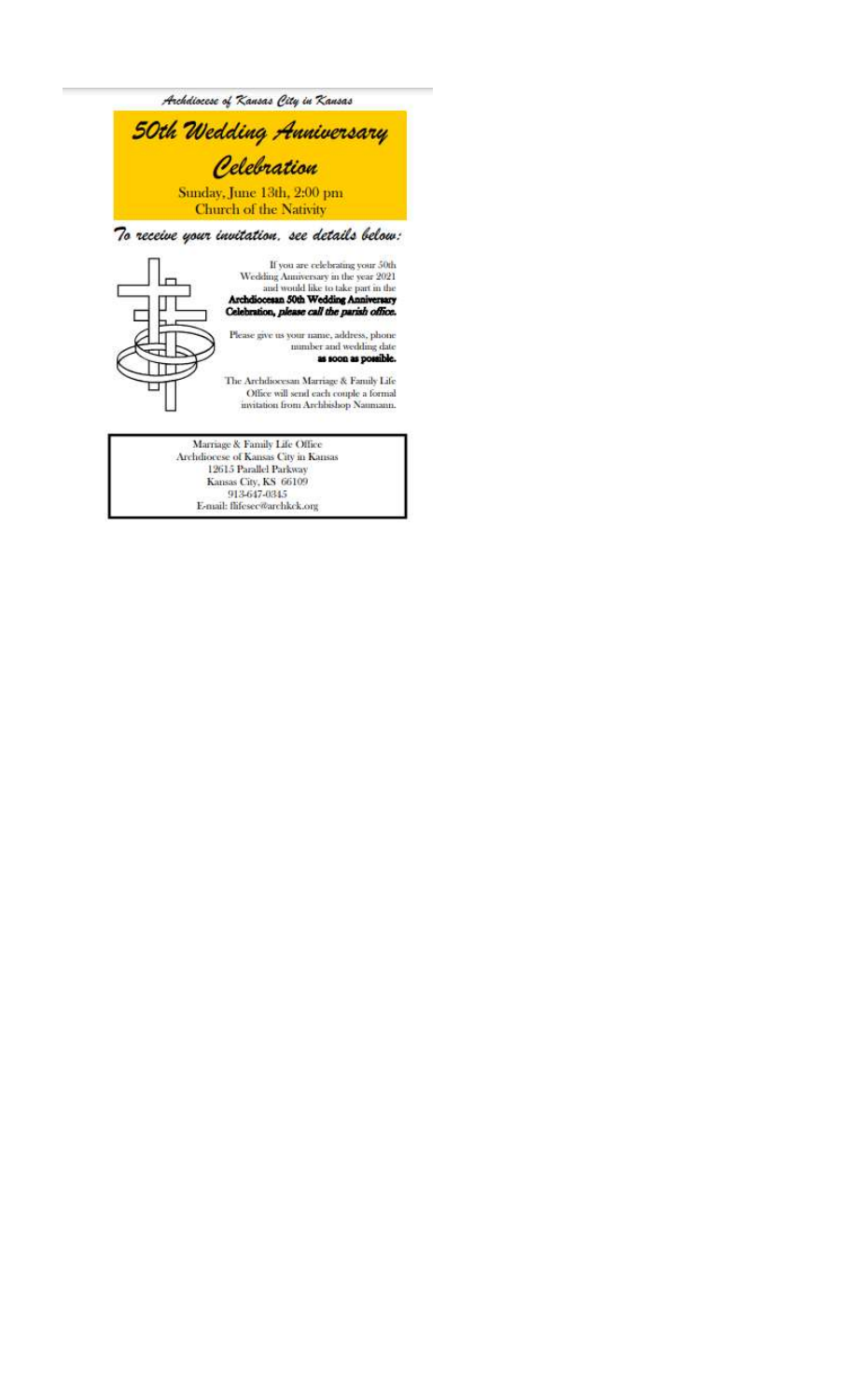*Archdiocese of Kansas City in Kansas*

# *50th Wedding Anniversary Celebration*

Sunday, June 13th, 2:00 pm
Church of the Nativity

## *To receive your invitation, see details below:*

If you are celebrating your 50th Wedding Anniversary in the year 2021 and would like to take part in the **Archdiocesan 50th Wedding Anniversary Celebration, *please call the parish office.***

Please give us your name, address, phone number and wedding date **as soon as possible.**

The Archdiocesan Marriage & Family Life Office will send each couple a formal invitation from Archbishop Naumann.

Marriage & Family Life Office
Archdiocese of Kansas City in Kansas
12615 Parallel Parkway
Kansas City, KS 66109
913-647-0345
E-mail: flifesec@archkck.org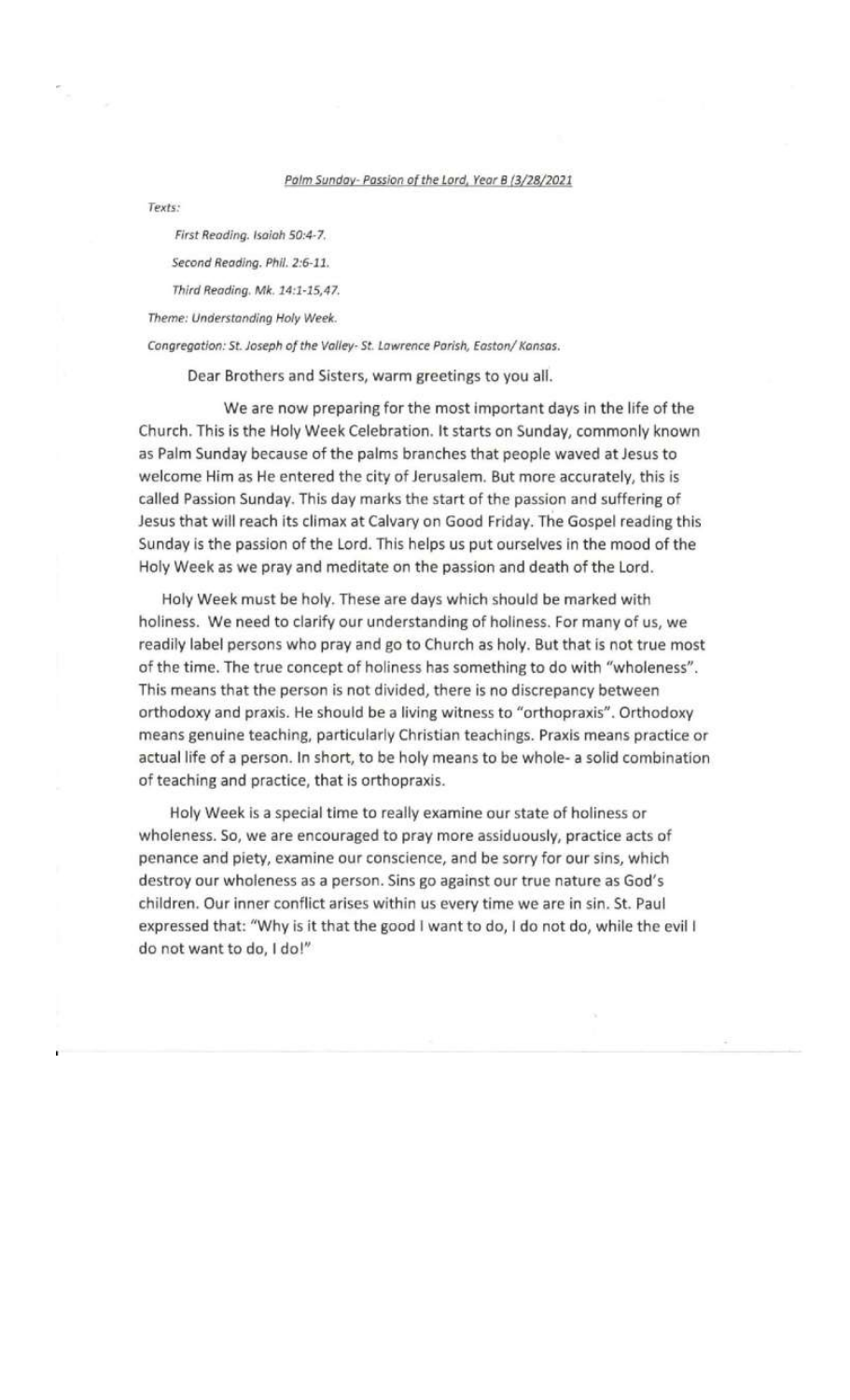*Palm Sunday- Passion of the Lord, Year B (3/28/2021*

*Texts:*

*First Reading. Isaiah 50:4-7.*

*Second Reading. Phil. 2:6-11.*

*Third Reading. Mk. 14:1-15,47.*

*Theme: Understanding Holy Week.*

*Congregation: St. Joseph of the Valley- St. Lawrence Parish, Easton/ Kansas.*

Dear Brothers and Sisters, warm greetings to you all.

We are now preparing for the most important days in the life of the Church. This is the Holy Week Celebration. It starts on Sunday, commonly known as Palm Sunday because of the palms branches that people waved at Jesus to welcome Him as He entered the city of Jerusalem. But more accurately, this is called Passion Sunday. This day marks the start of the passion and suffering of Jesus that will reach its climax at Calvary on Good Friday. The Gospel reading this Sunday is the passion of the Lord. This helps us put ourselves in the mood of the Holy Week as we pray and meditate on the passion and death of the Lord.

Holy Week must be holy. These are days which should be marked with holiness. We need to clarify our understanding of holiness. For many of us, we readily label persons who pray and go to Church as holy. But that is not true most of the time. The true concept of holiness has something to do with "wholeness". This means that the person is not divided, there is no discrepancy between orthodoxy and praxis. He should be a living witness to "orthopraxis". Orthodoxy means genuine teaching, particularly Christian teachings. Praxis means practice or actual life of a person. In short, to be holy means to be whole- a solid combination of teaching and practice, that is orthopraxis.

Holy Week is a special time to really examine our state of holiness or wholeness. So, we are encouraged to pray more assiduously, practice acts of penance and piety, examine our conscience, and be sorry for our sins, which destroy our wholeness as a person. Sins go against our true nature as God's children. Our inner conflict arises within us every time we are in sin. St. Paul expressed that: "Why is it that the good I want to do, I do not do, while the evil I do not want to do, I do!"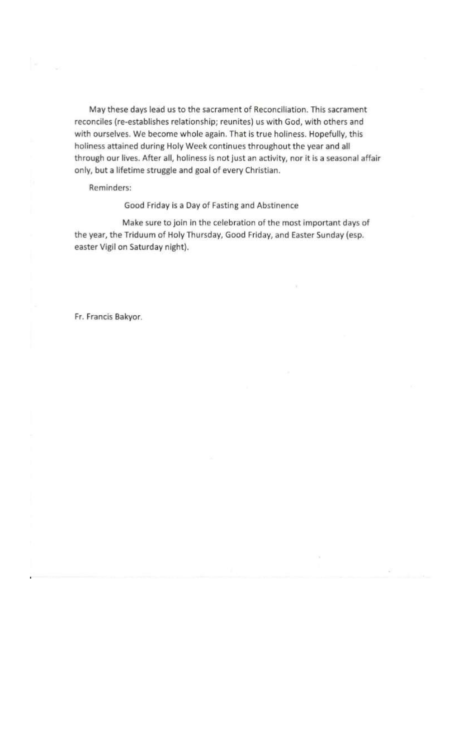May these days lead us to the sacrament of Reconciliation. This sacrament reconciles (re-establishes relationship; reunites) us with God, with others and with ourselves. We become whole again. That is true holiness. Hopefully, this holiness attained during Holy Week continues throughout the year and all through our lives. After all, holiness is not just an activity, nor it is a seasonal affair only, but a lifetime struggle and goal of every Christian.

Reminders:

Good Friday is a Day of Fasting and Abstinence

Make sure to join in the celebration of the most important days of the year, the Triduum of Holy Thursday, Good Friday, and Easter Sunday (esp. easter Vigil on Saturday night).

Fr. Francis Bakyor.